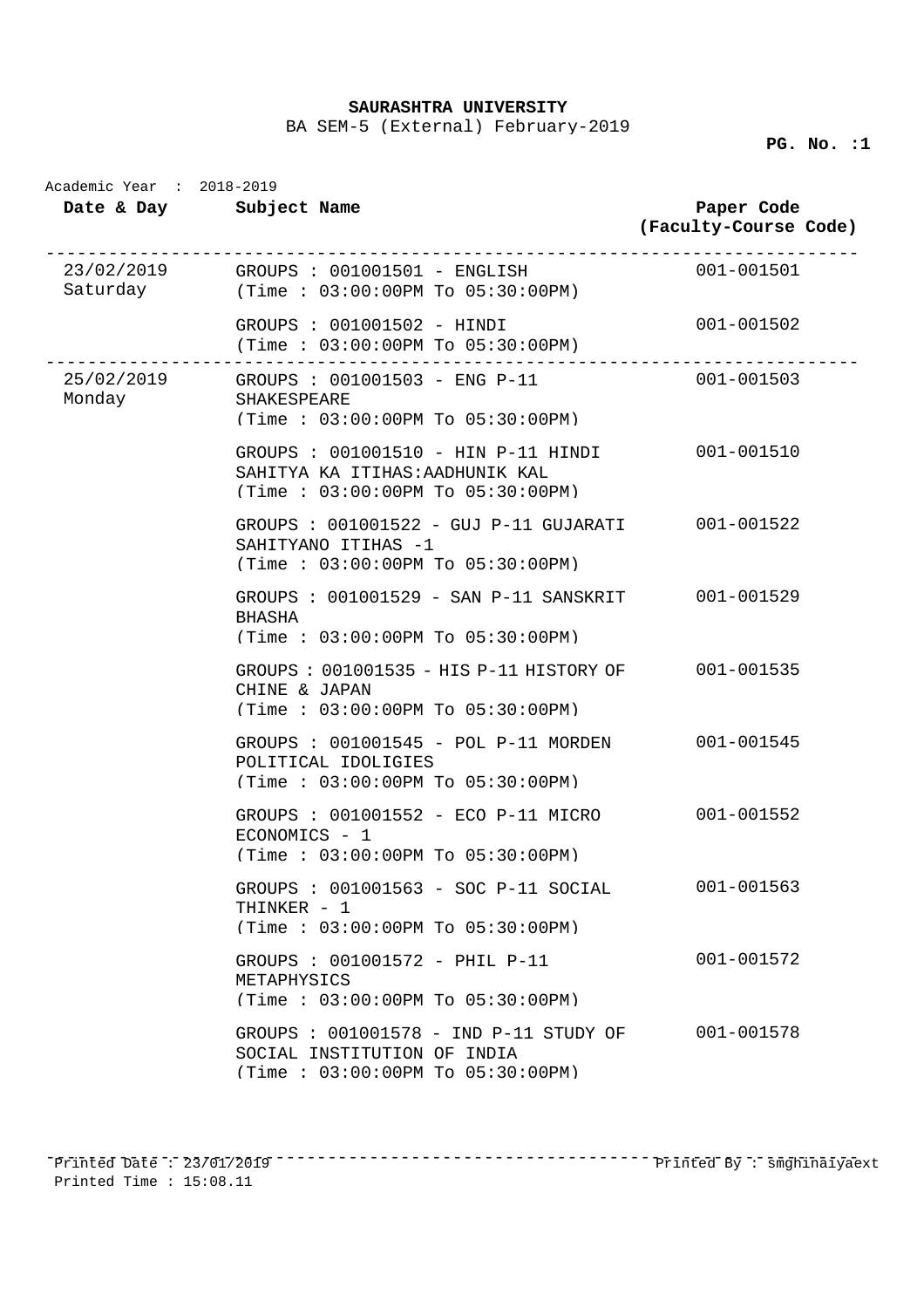**SAURASHTRA UNIVERSITY**

BA SEM-5 (External) February-2019

Academic Year : 2018-2019

| Date & Day | Subject Name | Paper Code (Faculty-Course Code) |
|---|---|---|
| 23/02/2019 Saturday | GROUPS : 001001501 - ENGLISH (Time : 03:00:00PM To 05:30:00PM) | 001-001501 |
| | GROUPS : 001001502 - HINDI (Time : 03:00:00PM To 05:30:00PM) | 001-001502 |
| 25/02/2019 Monday | GROUPS : 001001503 - ENG P-11 SHAKESPEARE (Time : 03:00:00PM To 05:30:00PM) | 001-001503 |
| | GROUPS : 001001510 - HIN P-11 HINDI SAHITYA KA ITIHAS:AADHUNIK KAL (Time : 03:00:00PM To 05:30:00PM) | 001-001510 |
| | GROUPS : 001001522 - GUJ P-11 GUJARATI SAHITYANO ITIHAS -1 (Time : 03:00:00PM To 05:30:00PM) | 001-001522 |
| | GROUPS : 001001529 - SAN P-11 SANSKRIT BHASHA (Time : 03:00:00PM To 05:30:00PM) | 001-001529 |
| | GROUPS : 001001535 - HIS P-11 HISTORY OF CHINE & JAPAN (Time : 03:00:00PM To 05:30:00PM) | 001-001535 |
| | GROUPS : 001001545 - POL P-11 MORDEN POLITICAL IDOLIGIES (Time : 03:00:00PM To 05:30:00PM) | 001-001545 |
| | GROUPS : 001001552 - ECO P-11 MICRO ECONOMICS - 1 (Time : 03:00:00PM To 05:30:00PM) | 001-001552 |
| | GROUPS : 001001563 - SOC P-11 SOCIAL THINKER - 1 (Time : 03:00:00PM To 05:30:00PM) | 001-001563 |
| | GROUPS : 001001572 - PHIL P-11 METAPHYSICS (Time : 03:00:00PM To 05:30:00PM) | 001-001572 |
| | GROUPS : 001001578 - IND P-11 STUDY OF SOCIAL INSTITUTION OF INDIA (Time : 03:00:00PM To 05:30:00PM) | 001-001578 |

Printed Date : 23/01/2019
Printed Time : 15:08.11
Printed By : smghinaiyaext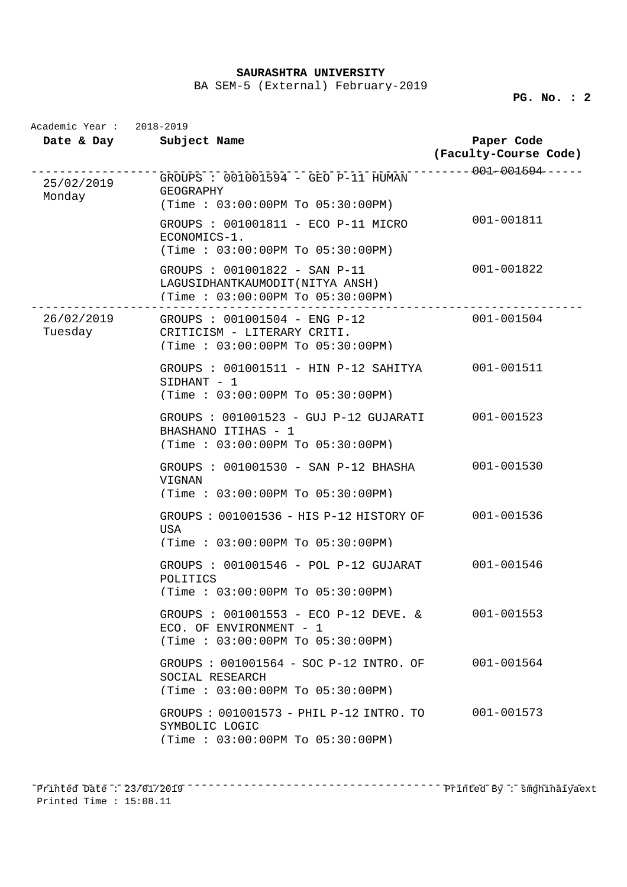**SAURASHTRA UNIVERSITY**

BA SEM-5 (External) February-2019

Academic Year : 2018-2019

| Date & Day | Subject Name | Paper Code (Faculty-Course Code) |
|---|---|---|
| 25/02/2019 Monday | GROUPS : 001001594 - GEO P-11 HUMAN GEOGRAPHY (Time : 03:00:00PM To 05:30:00PM) | 001-001594 |
| | GROUPS : 001001811 - ECO P-11 MICRO ECONOMICS-1. (Time : 03:00:00PM To 05:30:00PM) | 001-001811 |
| | GROUPS : 001001822 - SAN P-11 LAGUSIDHANTKAUMODIT(NITYA ANSH) (Time : 03:00:00PM To 05:30:00PM) | 001-001822 |
| 26/02/2019 Tuesday | GROUPS : 001001504 - ENG P-12 CRITICISM - LITERARY CRITI. (Time : 03:00:00PM To 05:30:00PM) | 001-001504 |
| | GROUPS : 001001511 - HIN P-12 SAHITYA SIDHANT - 1 (Time : 03:00:00PM To 05:30:00PM) | 001-001511 |
| | GROUPS : 001001523 - GUJ P-12 GUJARATI BHASHANO ITIHAS - 1 (Time : 03:00:00PM To 05:30:00PM) | 001-001523 |
| | GROUPS : 001001530 - SAN P-12 BHASHA VIGNAN (Time : 03:00:00PM To 05:30:00PM) | 001-001530 |
| | GROUPS : 001001536 - HIS P-12 HISTORY OF USA (Time : 03:00:00PM To 05:30:00PM) | 001-001536 |
| | GROUPS : 001001546 - POL P-12 GUJARAT POLITICS (Time : 03:00:00PM To 05:30:00PM) | 001-001546 |
| | GROUPS : 001001553 - ECO P-12 DEVE. & ECO. OF ENVIRONMENT - 1 (Time : 03:00:00PM To 05:30:00PM) | 001-001553 |
| | GROUPS : 001001564 - SOC P-12 INTRO. OF SOCIAL RESEARCH (Time : 03:00:00PM To 05:30:00PM) | 001-001564 |
| | GROUPS : 001001573 - PHIL P-12 INTRO. TO SYMBOLIC LOGIC (Time : 03:00:00PM To 05:30:00PM) | 001-001573 |

Printed Date : 23/01/2019
Printed Time : 15:08.11
Printed By : smghinaiyaext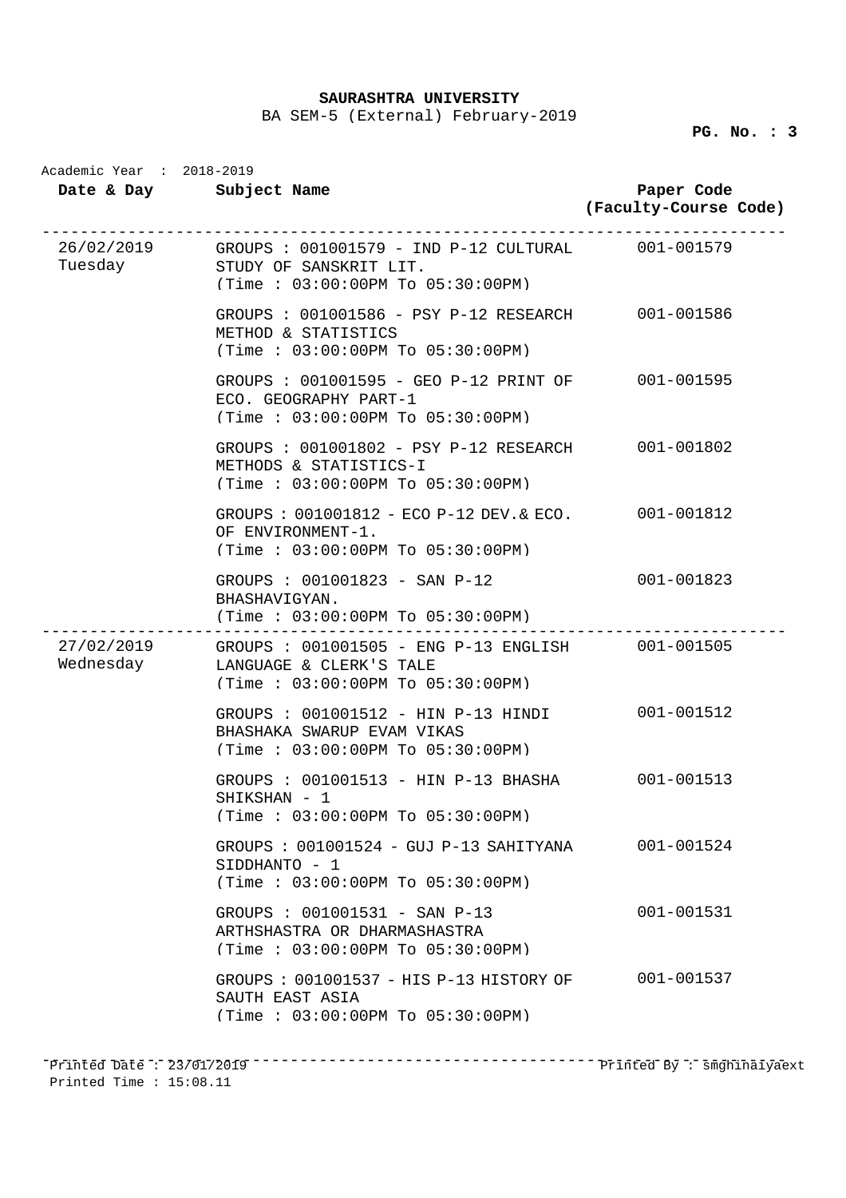**SAURASHTRA UNIVERSITY**

BA SEM-5 (External) February-2019

Academic Year : 2018-2019

| Date & Day | Subject Name | Paper Code (Faculty-Course Code) |
|---|---|---|
| 26/02/2019 Tuesday | GROUPS : 001001579 - IND P-12 CULTURAL STUDY OF SANSKRIT LIT. (Time : 03:00:00PM To 05:30:00PM) | 001-001579 |
| | GROUPS : 001001586 - PSY P-12 RESEARCH METHOD & STATISTICS (Time : 03:00:00PM To 05:30:00PM) | 001-001586 |
| | GROUPS : 001001595 - GEO P-12 PRINT OF ECO. GEOGRAPHY PART-1 (Time : 03:00:00PM To 05:30:00PM) | 001-001595 |
| | GROUPS : 001001802 - PSY P-12 RESEARCH METHODS & STATISTICS-I (Time : 03:00:00PM To 05:30:00PM) | 001-001802 |
| | GROUPS : 001001812 - ECO P-12 DEV.& ECO. OF ENVIRONMENT-1. (Time : 03:00:00PM To 05:30:00PM) | 001-001812 |
| | GROUPS : 001001823 - SAN P-12 BHASHAVIGYAN. (Time : 03:00:00PM To 05:30:00PM) | 001-001823 |
| 27/02/2019 Wednesday | GROUPS : 001001505 - ENG P-13 ENGLISH LANGUAGE & CLERK'S TALE (Time : 03:00:00PM To 05:30:00PM) | 001-001505 |
| | GROUPS : 001001512 - HIN P-13 HINDI BHASHAKA SWARUP EVAM VIKAS (Time : 03:00:00PM To 05:30:00PM) | 001-001512 |
| | GROUPS : 001001513 - HIN P-13 BHASHA SHIKSHAN - 1 (Time : 03:00:00PM To 05:30:00PM) | 001-001513 |
| | GROUPS : 001001524 - GUJ P-13 SAHITYANA SIDDHANTO - 1 (Time : 03:00:00PM To 05:30:00PM) | 001-001524 |
| | GROUPS : 001001531 - SAN P-13 ARTHSHASTRA OR DHARMASHASTRA (Time : 03:00:00PM To 05:30:00PM) | 001-001531 |
| | GROUPS : 001001537 - HIS P-13 HISTORY OF SOUTH EAST ASIA (Time : 03:00:00PM To 05:30:00PM) | 001-001537 |

Printed Date : 23/01/2019
Printed Time : 15:08.11
Printed By : smghinaiyaext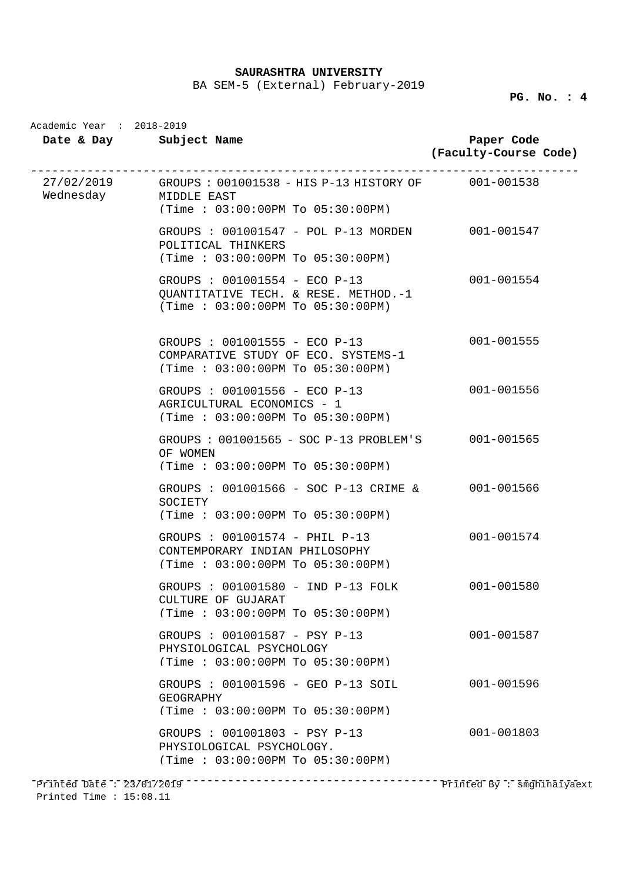**SAURASHTRA UNIVERSITY**

BA SEM-5 (External) February-2019

Academic Year : 2018-2019

| Date & Day | Subject Name | Paper Code (Faculty-Course Code) |
|---|---|---|
| 27/02/2019 Wednesday | GROUPS : 001001538 - HIS P-13 HISTORY OF MIDDLE EAST (Time : 03:00:00PM To 05:30:00PM) | 001-001538 |
| | GROUPS : 001001547 - POL P-13 MORDEN POLITICAL THINKERS (Time : 03:00:00PM To 05:30:00PM) | 001-001547 |
| | GROUPS : 001001554 - ECO P-13 QUANTITATIVE TECH. & RESE. METHOD.-1 (Time : 03:00:00PM To 05:30:00PM) | 001-001554 |
| | GROUPS : 001001555 - ECO P-13 COMPARATIVE STUDY OF ECO. SYSTEMS-1 (Time : 03:00:00PM To 05:30:00PM) | 001-001555 |
| | GROUPS : 001001556 - ECO P-13 AGRICULTURAL ECONOMICS - 1 (Time : 03:00:00PM To 05:30:00PM) | 001-001556 |
| | GROUPS : 001001565 - SOC P-13 PROBLEM'S OF WOMEN (Time : 03:00:00PM To 05:30:00PM) | 001-001565 |
| | GROUPS : 001001566 - SOC P-13 CRIME & SOCIETY (Time : 03:00:00PM To 05:30:00PM) | 001-001566 |
| | GROUPS : 001001574 - PHIL P-13 CONTEMPORARY INDIAN PHILOSOPHY (Time : 03:00:00PM To 05:30:00PM) | 001-001574 |
| | GROUPS : 001001580 - IND P-13 FOLK CULTURE OF GUJARAT (Time : 03:00:00PM To 05:30:00PM) | 001-001580 |
| | GROUPS : 001001587 - PSY P-13 PHYSIOLOGICAL PSYCHOLOGY (Time : 03:00:00PM To 05:30:00PM) | 001-001587 |
| | GROUPS : 001001596 - GEO P-13 SOIL GEOGRAPHY (Time : 03:00:00PM To 05:30:00PM) | 001-001596 |
| | GROUPS : 001001803 - PSY P-13 PHYSIOLOGICAL PSYCHOLOGY. (Time : 03:00:00PM To 05:30:00PM) | 001-001803 |

Printed Date : 23/01/2019
Printed Time : 15:08.11
Printed By : smghinaiyaext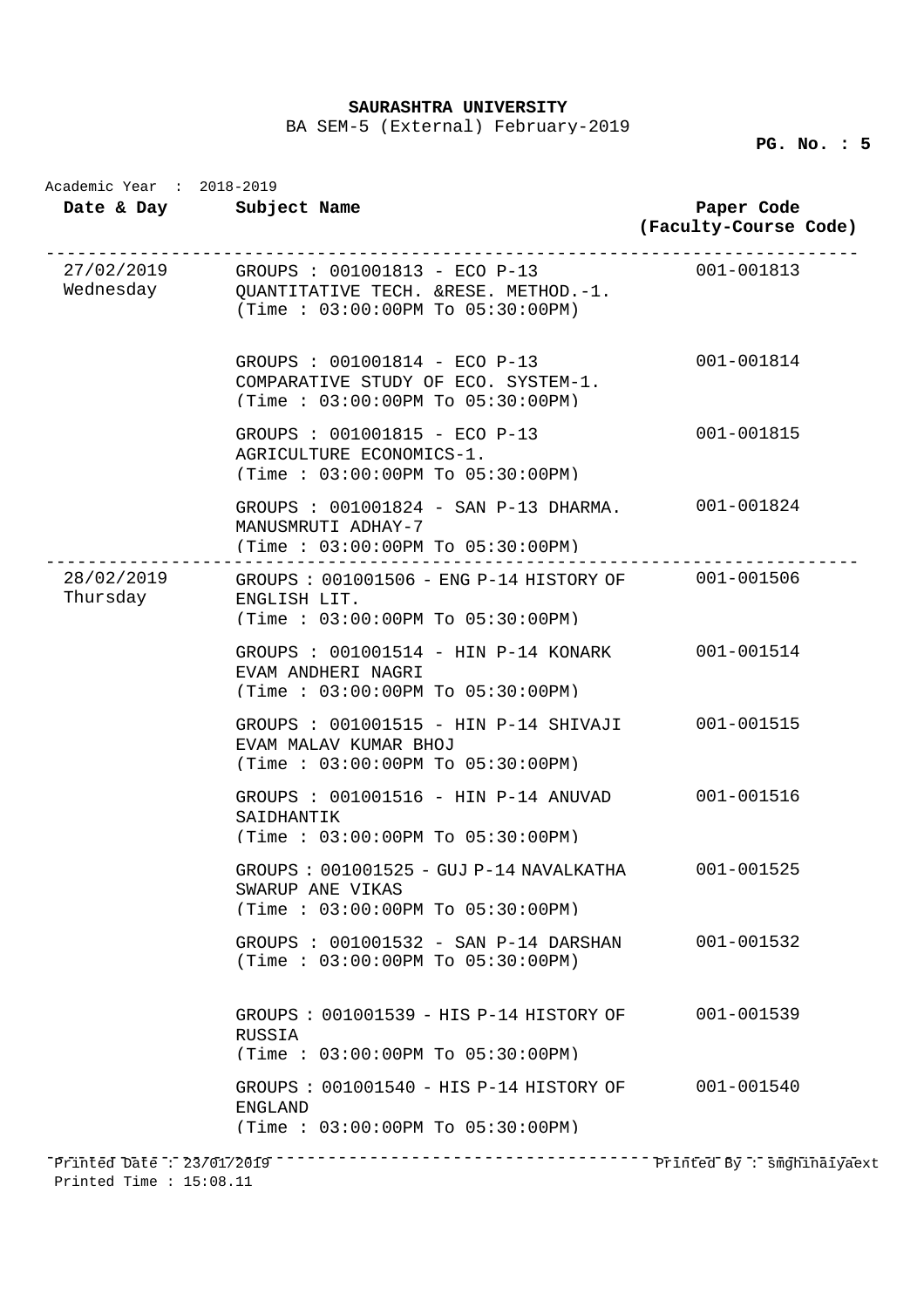**SAURASHTRA UNIVERSITY**

BA SEM-5 (External) February-2019

Academic Year : 2018-2019

| Date & Day | Subject Name | Paper Code (Faculty-Course Code) |
|---|---|---|
| 27/02/2019 Wednesday | GROUPS : 001001813 - ECO P-13 QUANTITATIVE TECH. &RESE. METHOD.-1. (Time : 03:00:00PM To 05:30:00PM) | 001-001813 |
| | GROUPS : 001001814 - ECO P-13 COMPARATIVE STUDY OF ECO. SYSTEM-1. (Time : 03:00:00PM To 05:30:00PM) | 001-001814 |
| | GROUPS : 001001815 - ECO P-13 AGRICULTURE ECONOMICS-1. (Time : 03:00:00PM To 05:30:00PM) | 001-001815 |
| | GROUPS : 001001824 - SAN P-13 DHARMA. MANUSMRUTI ADHAY-7 (Time : 03:00:00PM To 05:30:00PM) | 001-001824 |
| 28/02/2019 Thursday | GROUPS : 001001506 - ENG P-14 HISTORY OF ENGLISH LIT. (Time : 03:00:00PM To 05:30:00PM) | 001-001506 |
| | GROUPS : 001001514 - HIN P-14 KONARK EVAM ANDHERI NAGRI (Time : 03:00:00PM To 05:30:00PM) | 001-001514 |
| | GROUPS : 001001515 - HIN P-14 SHIVAJI EVAM MALAV KUMAR BHOJ (Time : 03:00:00PM To 05:30:00PM) | 001-001515 |
| | GROUPS : 001001516 - HIN P-14 ANUVAD SAIDHANTIK (Time : 03:00:00PM To 05:30:00PM) | 001-001516 |
| | GROUPS : 001001525 - GUJ P-14 NAVALKATHA SWARUP ANE VIKAS (Time : 03:00:00PM To 05:30:00PM) | 001-001525 |
| | GROUPS : 001001532 - SAN P-14 DARSHAN (Time : 03:00:00PM To 05:30:00PM) | 001-001532 |
| | GROUPS : 001001539 - HIS P-14 HISTORY OF RUSSIA (Time : 03:00:00PM To 05:30:00PM) | 001-001539 |
| | GROUPS : 001001540 - HIS P-14 HISTORY OF ENGLAND (Time : 03:00:00PM To 05:30:00PM) | 001-001540 |

Printed Date : 23/01/2019 Printed By : smghinaiyaext

Printed Time : 15:08.11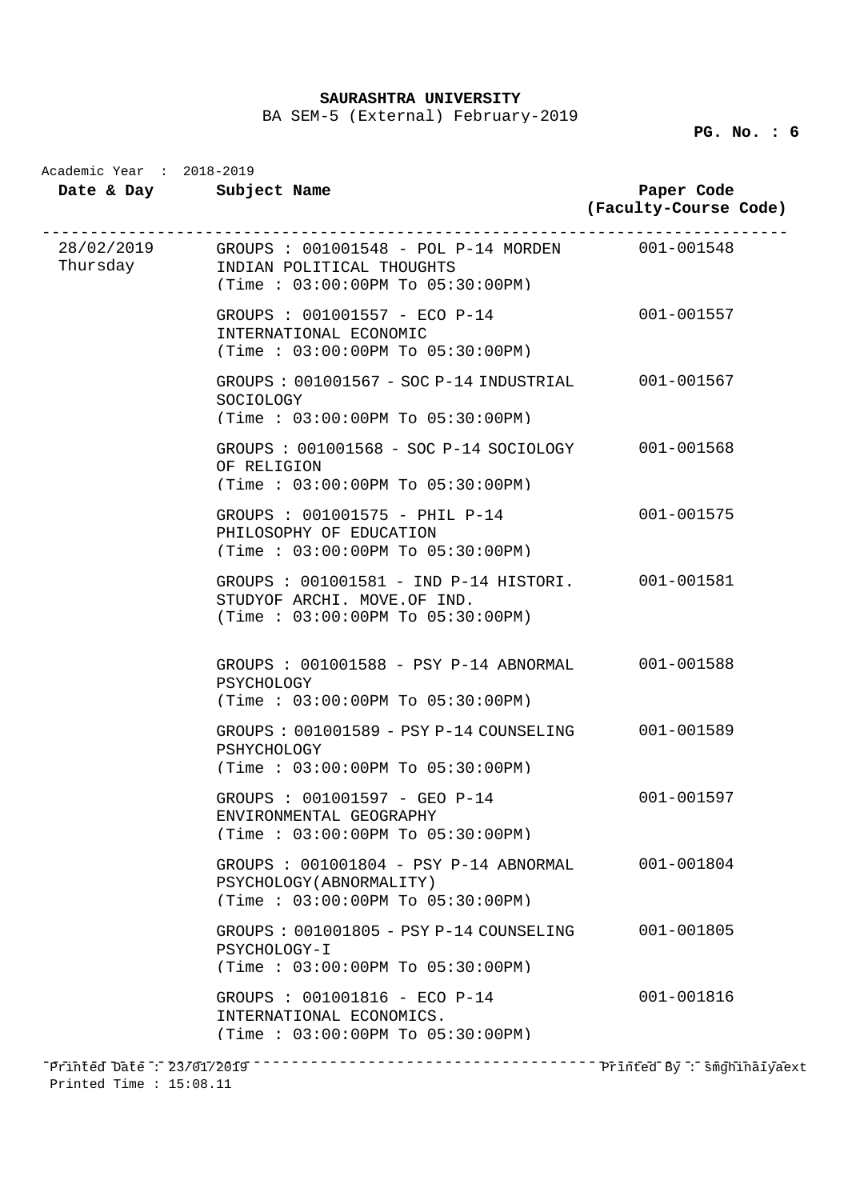**SAURASHTRA UNIVERSITY**

BA SEM-5 (External) February-2019

Academic Year : 2018-2019

| Date & Day | Subject Name | Paper Code (Faculty-Course Code) |
|---|---|---|
| 28/02/2019 Thursday | GROUPS : 001001548 - POL P-14 MORDEN INDIAN POLITICAL THOUGHTS (Time : 03:00:00PM To 05:30:00PM) | 001-001548 |
| | GROUPS : 001001557 - ECO P-14 INTERNATIONAL ECONOMIC (Time : 03:00:00PM To 05:30:00PM) | 001-001557 |
| | GROUPS : 001001567 - SOC P-14 INDUSTRIAL SOCIOLOGY (Time : 03:00:00PM To 05:30:00PM) | 001-001567 |
| | GROUPS : 001001568 - SOC P-14 SOCIOLOGY OF RELIGION (Time : 03:00:00PM To 05:30:00PM) | 001-001568 |
| | GROUPS : 001001575 - PHIL P-14 PHILOSOPHY OF EDUCATION (Time : 03:00:00PM To 05:30:00PM) | 001-001575 |
| | GROUPS : 001001581 - IND P-14 HISTORI. STUDYOF ARCHI. MOVE.OF IND. (Time : 03:00:00PM To 05:30:00PM) | 001-001581 |
| | GROUPS : 001001588 - PSY P-14 ABNORMAL PSYCHOLOGY (Time : 03:00:00PM To 05:30:00PM) | 001-001588 |
| | GROUPS : 001001589 - PSY P-14 COUNSELING PSHYCHOLOGY (Time : 03:00:00PM To 05:30:00PM) | 001-001589 |
| | GROUPS : 001001597 - GEO P-14 ENVIRONMENTAL GEOGRAPHY (Time : 03:00:00PM To 05:30:00PM) | 001-001597 |
| | GROUPS : 001001804 - PSY P-14 ABNORMAL PSYCHOLOGY(ABNORMALITY) (Time : 03:00:00PM To 05:30:00PM) | 001-001804 |
| | GROUPS : 001001805 - PSY P-14 COUNSELING PSYCHOLOGY-I (Time : 03:00:00PM To 05:30:00PM) | 001-001805 |
| | GROUPS : 001001816 - ECO P-14 INTERNATIONAL ECONOMICS. (Time : 03:00:00PM To 05:30:00PM) | 001-001816 |

Printed Date : 23/01/2019
Printed Time : 15:08.11
Printed By : smghinaiyaext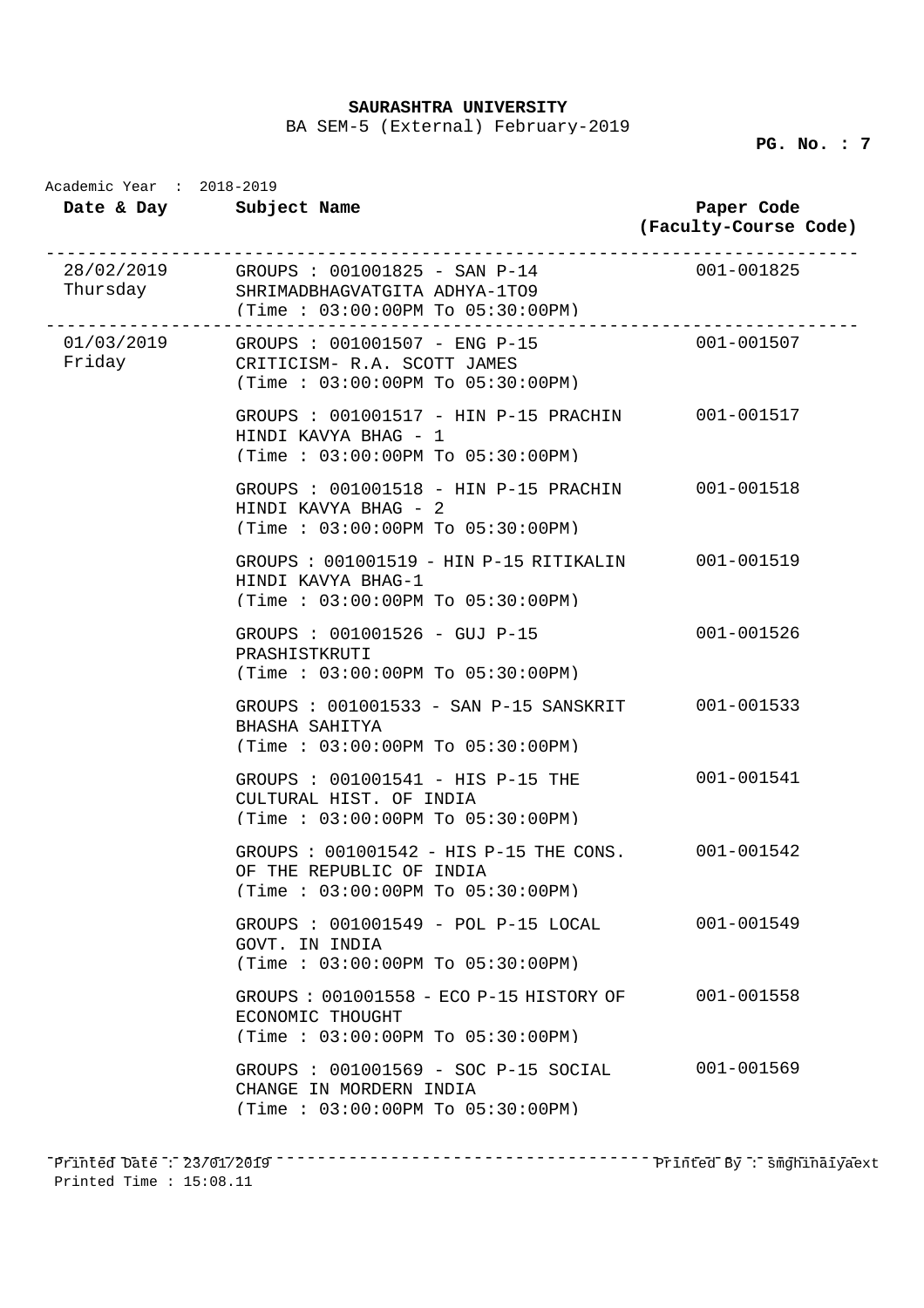**SAURASHTRA UNIVERSITY**

BA SEM-5 (External) February-2019

Academic Year : 2018-2019

| Date & Day | Subject Name | Paper Code (Faculty-Course Code) |
|---|---|---|
| 28/02/2019 Thursday | GROUPS : 001001825 - SAN P-14 SHRIMADBHAGVATGITA ADHYA-1TO9 (Time : 03:00:00PM To 05:30:00PM) | 001-001825 |
| 01/03/2019 Friday | GROUPS : 001001507 - ENG P-15 CRITICISM- R.A. SCOTT JAMES (Time : 03:00:00PM To 05:30:00PM) | 001-001507 |
| | GROUPS : 001001517 - HIN P-15 PRACHIN HINDI KAVYA BHAG - 1 (Time : 03:00:00PM To 05:30:00PM) | 001-001517 |
| | GROUPS : 001001518 - HIN P-15 PRACHIN HINDI KAVYA BHAG - 2 (Time : 03:00:00PM To 05:30:00PM) | 001-001518 |
| | GROUPS : 001001519 - HIN P-15 RITIKALIN HINDI KAVYA BHAG-1 (Time : 03:00:00PM To 05:30:00PM) | 001-001519 |
| | GROUPS : 001001526 - GUJ P-15 PRASHISTKRUTI (Time : 03:00:00PM To 05:30:00PM) | 001-001526 |
| | GROUPS : 001001533 - SAN P-15 SANSKRIT BHASHA SAHITYA (Time : 03:00:00PM To 05:30:00PM) | 001-001533 |
| | GROUPS : 001001541 - HIS P-15 THE CULTURAL HIST. OF INDIA (Time : 03:00:00PM To 05:30:00PM) | 001-001541 |
| | GROUPS : 001001542 - HIS P-15 THE CONS. OF THE REPUBLIC OF INDIA (Time : 03:00:00PM To 05:30:00PM) | 001-001542 |
| | GROUPS : 001001549 - POL P-15 LOCAL GOVT. IN INDIA (Time : 03:00:00PM To 05:30:00PM) | 001-001549 |
| | GROUPS : 001001558 - ECO P-15 HISTORY OF ECONOMIC THOUGHT (Time : 03:00:00PM To 05:30:00PM) | 001-001558 |
| | GROUPS : 001001569 - SOC P-15 SOCIAL CHANGE IN MORDERN INDIA (Time : 03:00:00PM To 05:30:00PM) | 001-001569 |

Printed Date : 23/01/2019 Printed By : smghinaiyaext

Printed Time : 15:08.11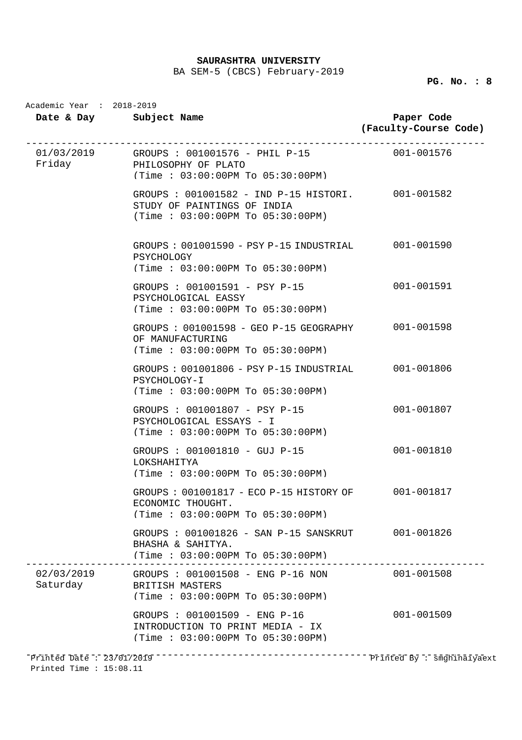**SAURASHTRA UNIVERSITY**

BA SEM-5 (CBCS) February-2019

Academic Year : 2018-2019

| Date & Day | Subject Name | Paper Code (Faculty-Course Code) |
|---|---|---|
| 01/03/2019 Friday | GROUPS : 001001576 - PHIL P-15 PHILOSOPHY OF PLATO (Time : 03:00:00PM To 05:30:00PM) | 001-001576 |
| | GROUPS : 001001582 - IND P-15 HISTORI. STUDY OF PAINTINGS OF INDIA (Time : 03:00:00PM To 05:30:00PM) | 001-001582 |
| | GROUPS : 001001590 - PSY P-15 INDUSTRIAL PSYCHOLOGY (Time : 03:00:00PM To 05:30:00PM) | 001-001590 |
| | GROUPS : 001001591 - PSY P-15 PSYCHOLOGICAL EASSY (Time : 03:00:00PM To 05:30:00PM) | 001-001591 |
| | GROUPS : 001001598 - GEO P-15 GEOGRAPHY OF MANUFACTURING (Time : 03:00:00PM To 05:30:00PM) | 001-001598 |
| | GROUPS : 001001806 - PSY P-15 INDUSTRIAL PSYCHOLOGY-I (Time : 03:00:00PM To 05:30:00PM) | 001-001806 |
| | GROUPS : 001001807 - PSY P-15 PSYCHOLOGICAL ESSAYS - I (Time : 03:00:00PM To 05:30:00PM) | 001-001807 |
| | GROUPS : 001001810 - GUJ P-15 LOKSHAHITYA (Time : 03:00:00PM To 05:30:00PM) | 001-001810 |
| | GROUPS : 001001817 - ECO P-15 HISTORY OF ECONOMIC THOUGHT. (Time : 03:00:00PM To 05:30:00PM) | 001-001817 |
| | GROUPS : 001001826 - SAN P-15 SANSKRUT BHASHA & SAHITYA. (Time : 03:00:00PM To 05:30:00PM) | 001-001826 |
| 02/03/2019 Saturday | GROUPS : 001001508 - ENG P-16 NON BRITISH MASTERS (Time : 03:00:00PM To 05:30:00PM) | 001-001508 |
| | GROUPS : 001001509 - ENG P-16 INTRODUCTION TO PRINT MEDIA - IX (Time : 03:00:00PM To 05:30:00PM) | 001-001509 |

Printed Date : 23/01/2019

Printed Time : 15:08.11

Printed By : smghinaiyaext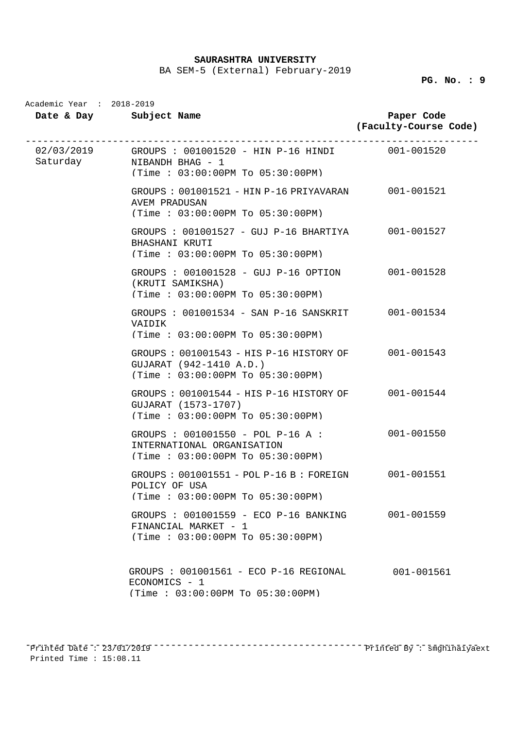**SAURASHTRA UNIVERSITY**

BA SEM-5 (External) February-2019

Academic Year : 2018-2019

| Date & Day | Subject Name | Paper Code (Faculty-Course Code) |
|---|---|---|
| 02/03/2019 Saturday | GROUPS : 001001520 - HIN P-16 HINDI NIBANDH BHAG - 1 (Time : 03:00:00PM To 05:30:00PM) | 001-001520 |
| | GROUPS : 001001521 - HIN P-16 PRIYAVARAN AVEM PRADUSAN (Time : 03:00:00PM To 05:30:00PM) | 001-001521 |
| | GROUPS : 001001527 - GUJ P-16 BHARTIYA BHASHANI KRUTI (Time : 03:00:00PM To 05:30:00PM) | 001-001527 |
| | GROUPS : 001001528 - GUJ P-16 OPTION (KRUTI SAMIKSHA) (Time : 03:00:00PM To 05:30:00PM) | 001-001528 |
| | GROUPS : 001001534 - SAN P-16 SANSKRIT VAIDIK (Time : 03:00:00PM To 05:30:00PM) | 001-001534 |
| | GROUPS : 001001543 - HIS P-16 HISTORY OF GUJARAT (942-1410 A.D.) (Time : 03:00:00PM To 05:30:00PM) | 001-001543 |
| | GROUPS : 001001544 - HIS P-16 HISTORY OF GUJARAT (1573-1707) (Time : 03:00:00PM To 05:30:00PM) | 001-001544 |
| | GROUPS : 001001550 - POL P-16 A : INTERNATIONAL ORGANISATION (Time : 03:00:00PM To 05:30:00PM) | 001-001550 |
| | GROUPS : 001001551 - POL P-16 B : FOREIGN POLICY OF USA (Time : 03:00:00PM To 05:30:00PM) | 001-001551 |
| | GROUPS : 001001559 - ECO P-16 BANKING FINANCIAL MARKET - 1 (Time : 03:00:00PM To 05:30:00PM) | 001-001559 |
| | GROUPS : 001001561 - ECO P-16 REGIONAL ECONOMICS - 1 (Time : 03:00:00PM To 05:30:00PM) | 001-001561 |

Printed Date : 23/01/2019 Printed By : smghinaiyaext

Printed Time : 15:08.11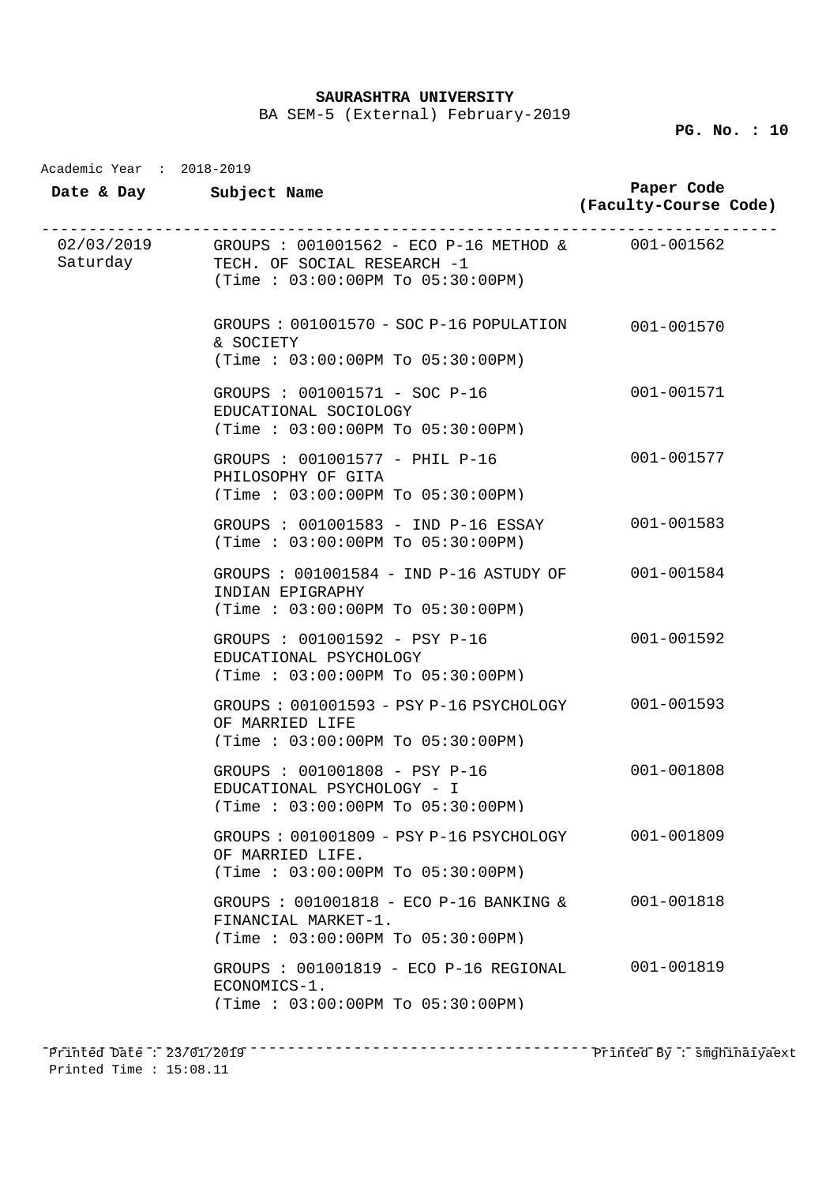**SAURASHTRA UNIVERSITY**

BA SEM-5 (External) February-2019

Academic Year : 2018-2019

| Date & Day | Subject Name | Paper Code (Faculty-Course Code) |
|---|---|---|
| 02/03/2019 Saturday | GROUPS : 001001562 - ECO P-16 METHOD & TECH. OF SOCIAL RESEARCH -1 (Time : 03:00:00PM To 05:30:00PM) | 001-001562 |
| | GROUPS : 001001570 - SOC P-16 POPULATION & SOCIETY (Time : 03:00:00PM To 05:30:00PM) | 001-001570 |
| | GROUPS : 001001571 - SOC P-16 EDUCATIONAL SOCIOLOGY (Time : 03:00:00PM To 05:30:00PM) | 001-001571 |
| | GROUPS : 001001577 - PHIL P-16 PHILOSOPHY OF GITA (Time : 03:00:00PM To 05:30:00PM) | 001-001577 |
| | GROUPS : 001001583 - IND P-16 ESSAY (Time : 03:00:00PM To 05:30:00PM) | 001-001583 |
| | GROUPS : 001001584 - IND P-16 ASTUDY OF INDIAN EPIGRAPHY (Time : 03:00:00PM To 05:30:00PM) | 001-001584 |
| | GROUPS : 001001592 - PSY P-16 EDUCATIONAL PSYCHOLOGY (Time : 03:00:00PM To 05:30:00PM) | 001-001592 |
| | GROUPS : 001001593 - PSY P-16 PSYCHOLOGY OF MARRIED LIFE (Time : 03:00:00PM To 05:30:00PM) | 001-001593 |
| | GROUPS : 001001808 - PSY P-16 EDUCATIONAL PSYCHOLOGY - I (Time : 03:00:00PM To 05:30:00PM) | 001-001808 |
| | GROUPS : 001001809 - PSY P-16 PSYCHOLOGY OF MARRIED LIFE. (Time : 03:00:00PM To 05:30:00PM) | 001-001809 |
| | GROUPS : 001001818 - ECO P-16 BANKING & FINANCIAL MARKET-1. (Time : 03:00:00PM To 05:30:00PM) | 001-001818 |
| | GROUPS : 001001819 - ECO P-16 REGIONAL ECONOMICS-1. (Time : 03:00:00PM To 05:30:00PM) | 001-001819 |

Printed Date : 23/01/2019
Printed Time : 15:08.11

Printed By : smghinaiyaext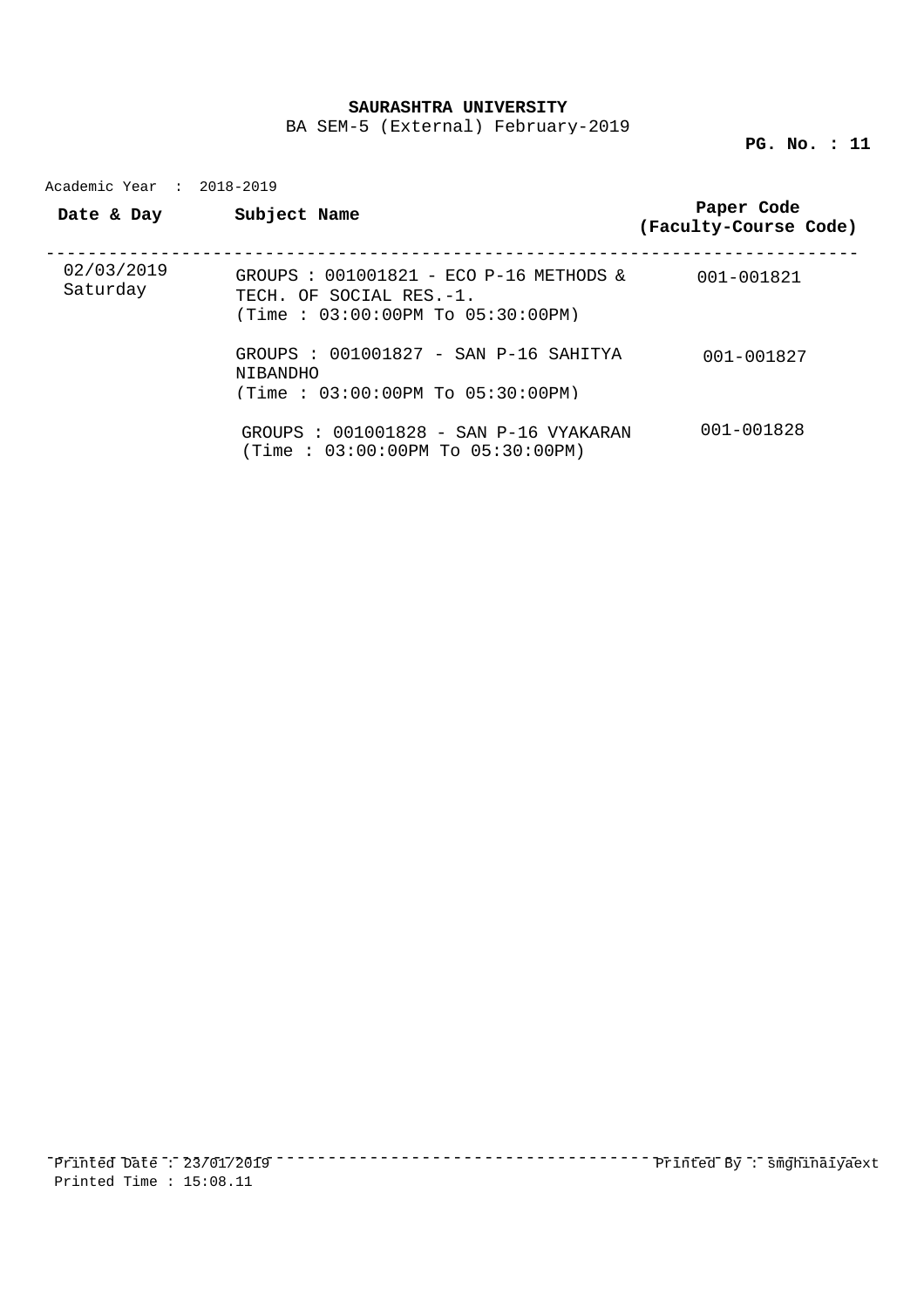**SAURASHTRA UNIVERSITY**

BA SEM-5 (External) February-2019

Academic Year : 2018-2019

| Date & Day | Subject Name | Paper Code (Faculty-Course Code) |
|---|---|---|
| 02/03/2019 Saturday | GROUPS : 001001821 - ECO P-16 METHODS & TECH. OF SOCIAL RES.-1. (Time : 03:00:00PM To 05:30:00PM) | 001-001821 |
| | GROUPS : 001001827 - SAN P-16 SAHITYA NIBANDHO (Time : 03:00:00PM To 05:30:00PM) | 001-001827 |
| | GROUPS : 001001828 - SAN P-16 VYAKARAN (Time : 03:00:00PM To 05:30:00PM) | 001-001828 |

Printed Date : 23/01/2019

Printed Time : 15:08.11

Printed By : smghinaiyaext